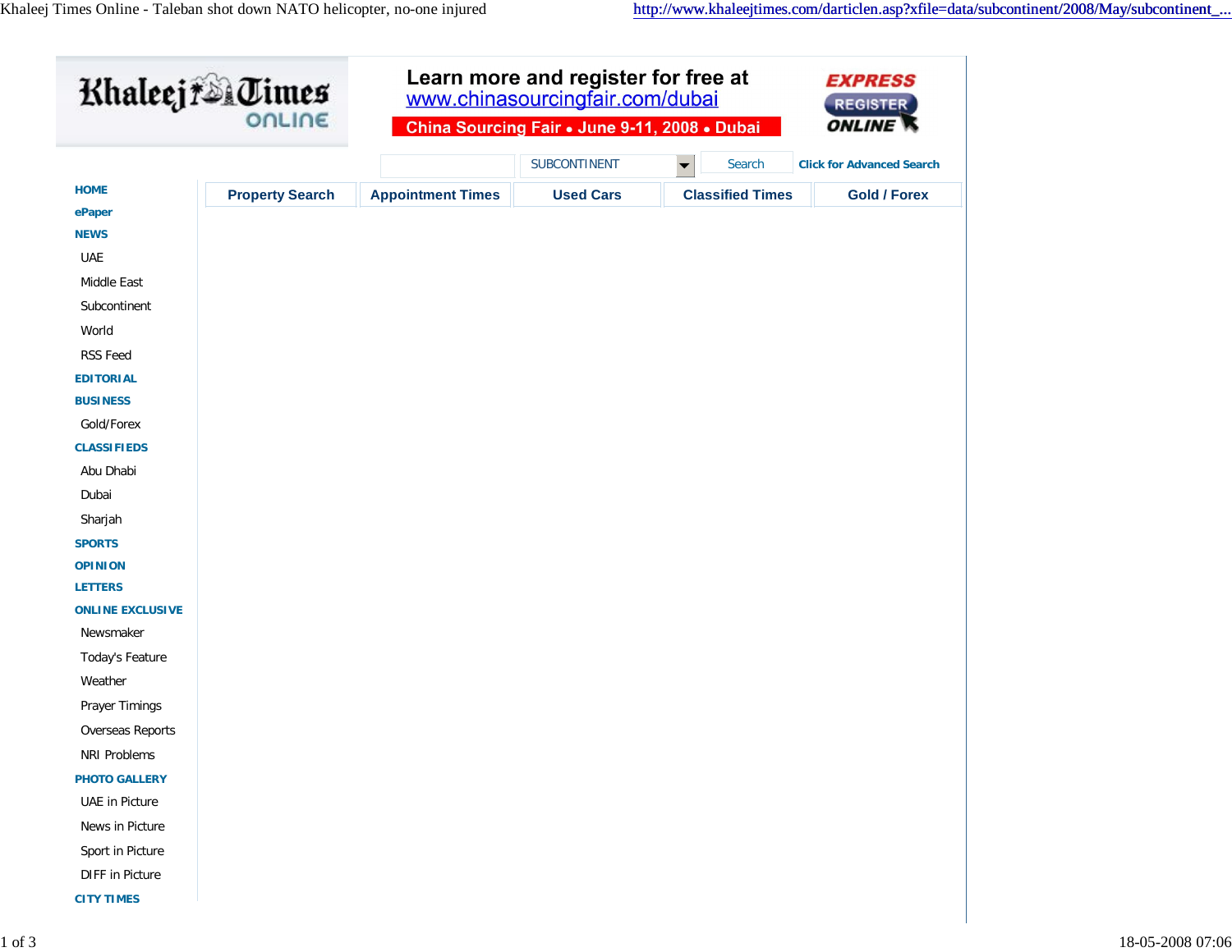Khaleej Times ONLINE

Learn more and register for free at
www.chinasourcingfair.com/dubai
China Sourcing Fair • June 9-11, 2008 • Dubai

EXPRESS REGISTER ONLINE

SUBCONTINENT | Search | Click for Advanced Search

| Property Search | Appointment Times | Used Cars | Classified Times | Gold / Forex |
|---|---|---|---|---|

**HOME**

**ePaper**

**NEWS**

- UAE
- Middle East
- Subcontinent
- World
- RSS Feed

**EDITORIAL**

**BUSINESS**

- Gold/Forex

**CLASSIFIEDS**

- Abu Dhabi
- Dubai
- Sharjah

**SPORTS**

**OPINION**

**LETTERS**

**ONLINE EXCLUSIVE**

- Newsmaker
- Today's Feature
- Weather
- Prayer Timings
- Overseas Reports
- NRI Problems

**PHOTO GALLERY**

- UAE in Picture
- News in Picture
- Sport in Picture
- DIFF in Picture

**CITY TIMES**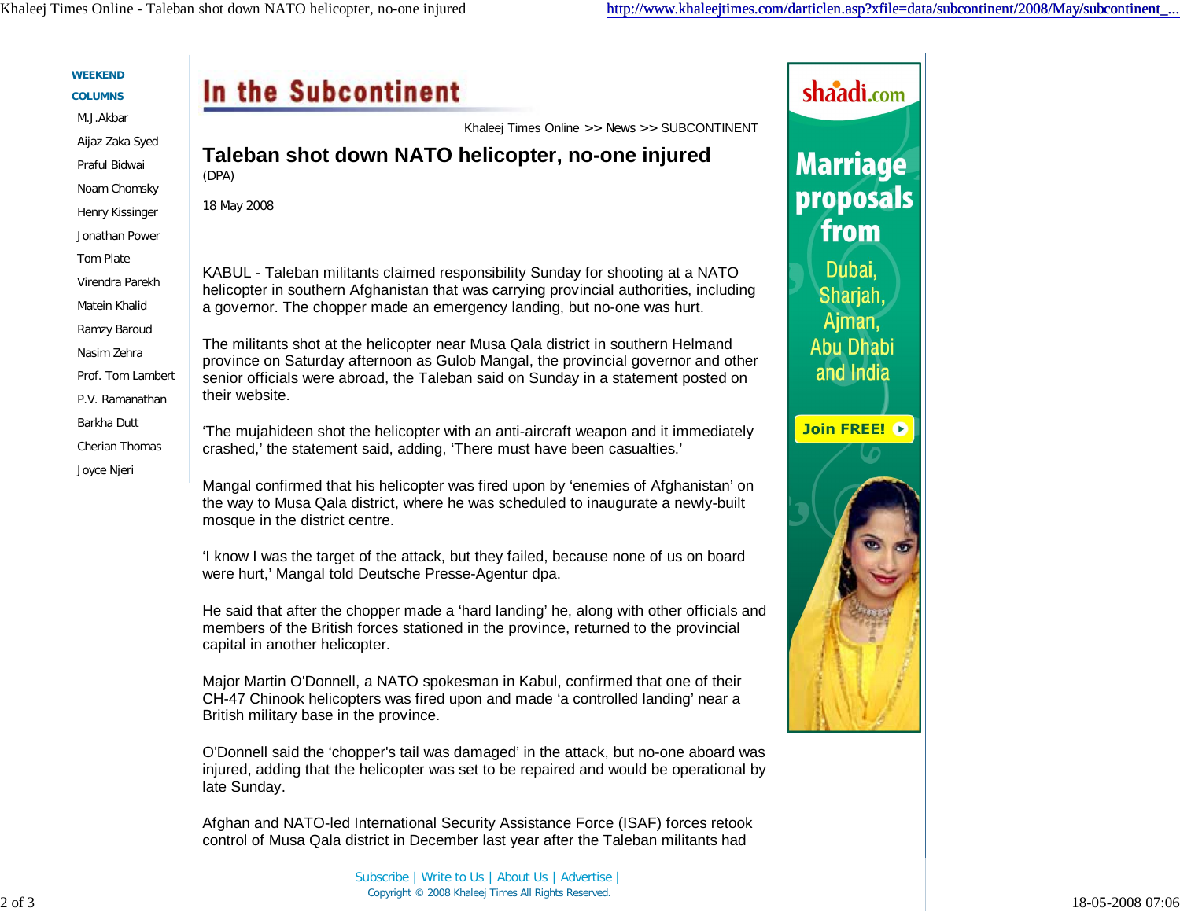WEEKEND COLUMNS

- M.J.Akbar
- Aijaz Zaka Syed
- Praful Bidwai
- Noam Chomsky
- Henry Kissinger
- Jonathan Power
- Tom Plate
- Virendra Parekh
- Matein Khalid
- Ramzy Baroud
- Nasim Zehra
- Prof. Tom Lambert
- P.V. Ramanathan
- Barkha Dutt
- Cherian Thomas
- Joyce Njeri

## In the Subcontinent

Khaleej Times Online >> News >> SUBCONTINENT

# Taleban shot down NATO helicopter, no-one injured

(DPA)

18 May 2008

KABUL - Taleban militants claimed responsibility Sunday for shooting at a NATO helicopter in southern Afghanistan that was carrying provincial authorities, including a governor. The chopper made an emergency landing, but no-one was hurt.

The militants shot at the helicopter near Musa Qala district in southern Helmand province on Saturday afternoon as Gulob Mangal, the provincial governor and other senior officials were abroad, the Taleban said on Sunday in a statement posted on their website.

'The mujahideen shot the helicopter with an anti-aircraft weapon and it immediately crashed,' the statement said, adding, 'There must have been casualties.'

Mangal confirmed that his helicopter was fired upon by 'enemies of Afghanistan' on the way to Musa Qala district, where he was scheduled to inaugurate a newly-built mosque in the district centre.

'I know I was the target of the attack, but they failed, because none of us on board were hurt,' Mangal told Deutsche Presse-Agentur dpa.

He said that after the chopper made a 'hard landing' he, along with other officials and members of the British forces stationed in the province, returned to the provincial capital in another helicopter.

Major Martin O'Donnell, a NATO spokesman in Kabul, confirmed that one of their CH-47 Chinook helicopters was fired upon and made 'a controlled landing' near a British military base in the province.

O'Donnell said the 'chopper's tail was damaged' in the attack, but no-one aboard was injured, adding that the helicopter was set to be repaired and would be operational by late Sunday.

Afghan and NATO-led International Security Assistance Force (ISAF) forces retook control of Musa Qala district in December last year after the Taleban militants had

Subscribe | Write to Us | About Us | Advertise |

Copyright © 2008 Khaleej Times All Rights Reserved.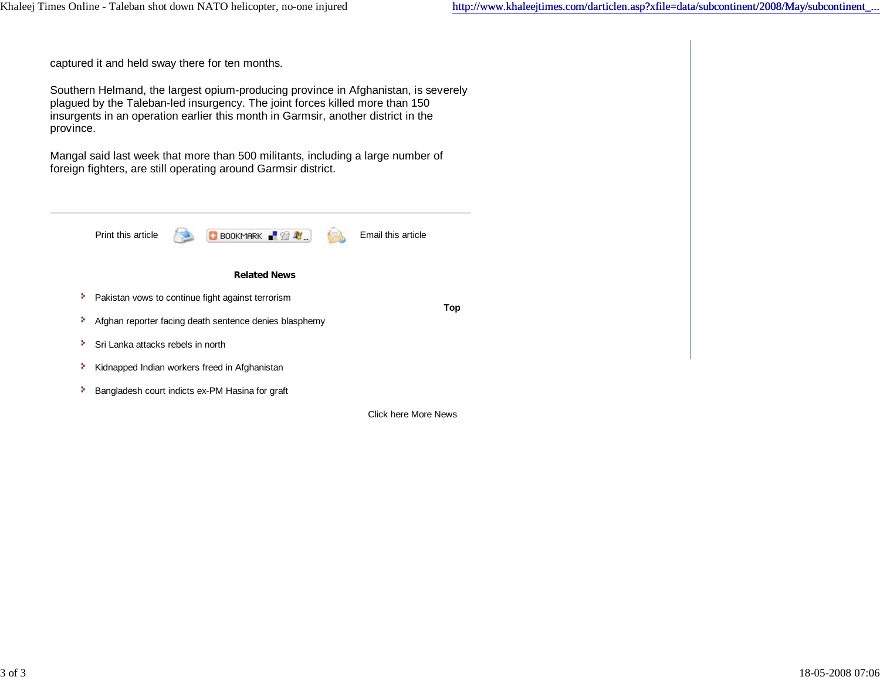captured it and held sway there for ten months.

Southern Helmand, the largest opium-producing province in Afghanistan, is severely plagued by the Taleban-led insurgency. The joint forces killed more than 150 insurgents in an operation earlier this month in Garmsir, another district in the province.

Mangal said last week that more than 500 militants, including a large number of foreign fighters, are still operating around Garmsir district.

---

Print this article | BOOKMARK | Email this article

**Related News**

- Pakistan vows to continue fight against terrorism
- Afghan reporter facing death sentence denies blasphemy
- Sri Lanka attacks rebels in north
- Kidnapped Indian workers freed in Afghanistan
- Bangladesh court indicts ex-PM Hasina for graft

**Top**

Click here More News